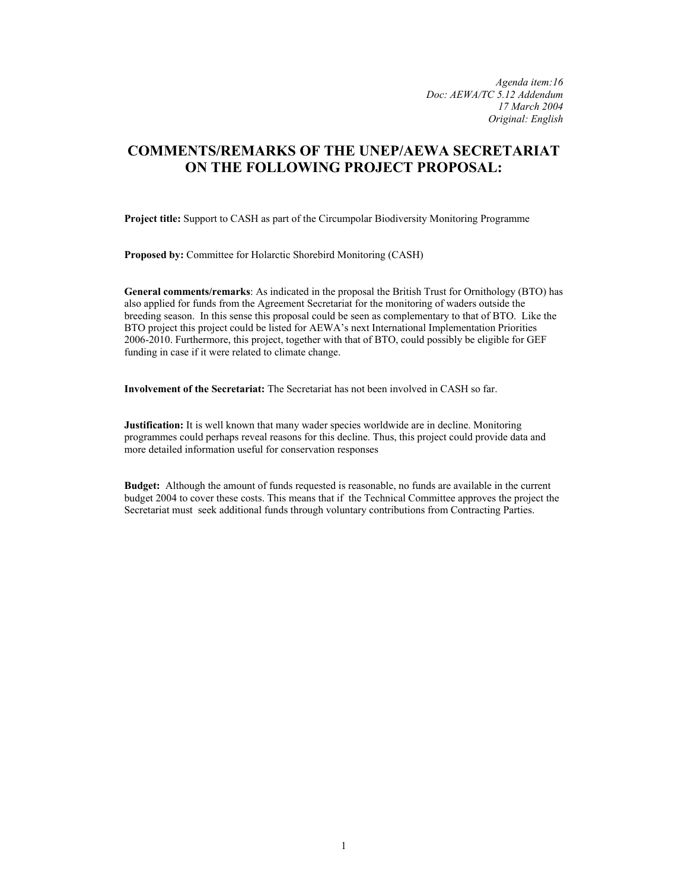*Agenda item:16*
*Doc: AEWA/TC 5.12 Addendum*
*17 March 2004*
*Original: English*

# COMMENTS/REMARKS OF THE UNEP/AEWA SECRETARIAT ON THE FOLLOWING PROJECT PROPOSAL:

**Project title:** Support to CASH as part of the Circumpolar Biodiversity Monitoring Programme

**Proposed by:** Committee for Holarctic Shorebird Monitoring (CASH)

**General comments/remarks**: As indicated in the proposal the British Trust for Ornithology (BTO) has also applied for funds from the Agreement Secretariat for the monitoring of waders outside the breeding season. In this sense this proposal could be seen as complementary to that of BTO. Like the BTO project this project could be listed for AEWA's next International Implementation Priorities 2006-2010. Furthermore, this project, together with that of BTO, could possibly be eligible for GEF funding in case if it were related to climate change.

**Involvement of the Secretariat:** The Secretariat has not been involved in CASH so far.

**Justification:** It is well known that many wader species worldwide are in decline. Monitoring programmes could perhaps reveal reasons for this decline. Thus, this project could provide data and more detailed information useful for conservation responses

**Budget:** Although the amount of funds requested is reasonable, no funds are available in the current budget 2004 to cover these costs. This means that if the Technical Committee approves the project the Secretariat must seek additional funds through voluntary contributions from Contracting Parties.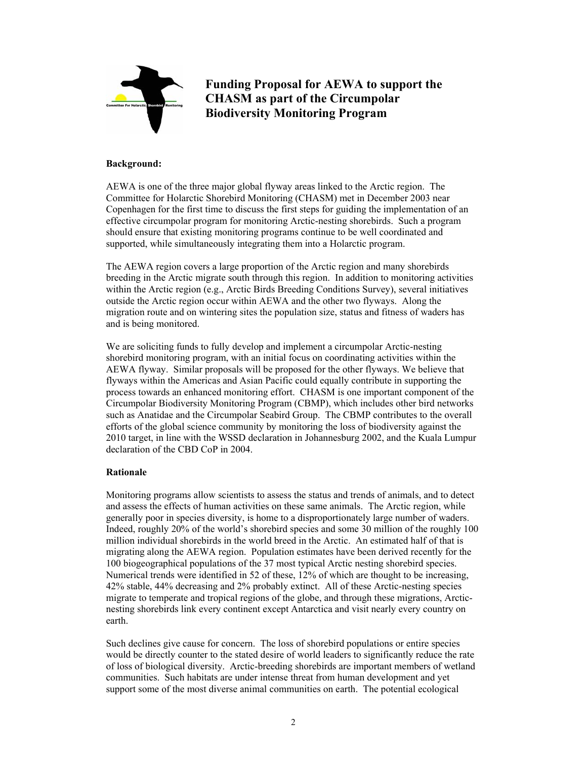# Funding Proposal for AEWA to support the CHASM as part of the Circumpolar Biodiversity Monitoring Program

**Background:**

AEWA is one of the three major global flyway areas linked to the Arctic region. The Committee for Holarctic Shorebird Monitoring (CHASM) met in December 2003 near Copenhagen for the first time to discuss the first steps for guiding the implementation of an effective circumpolar program for monitoring Arctic-nesting shorebirds. Such a program should ensure that existing monitoring programs continue to be well coordinated and supported, while simultaneously integrating them into a Holarctic program.

The AEWA region covers a large proportion of the Arctic region and many shorebirds breeding in the Arctic migrate south through this region. In addition to monitoring activities within the Arctic region (e.g., Arctic Birds Breeding Conditions Survey), several initiatives outside the Arctic region occur within AEWA and the other two flyways. Along the migration route and on wintering sites the population size, status and fitness of waders has and is being monitored.

We are soliciting funds to fully develop and implement a circumpolar Arctic-nesting shorebird monitoring program, with an initial focus on coordinating activities within the AEWA flyway. Similar proposals will be proposed for the other flyways. We believe that flyways within the Americas and Asian Pacific could equally contribute in supporting the process towards an enhanced monitoring effort. CHASM is one important component of the Circumpolar Biodiversity Monitoring Program (CBMP), which includes other bird networks such as Anatidae and the Circumpolar Seabird Group. The CBMP contributes to the overall efforts of the global science community by monitoring the loss of biodiversity against the 2010 target, in line with the WSSD declaration in Johannesburg 2002, and the Kuala Lumpur declaration of the CBD CoP in 2004.

**Rationale**

Monitoring programs allow scientists to assess the status and trends of animals, and to detect and assess the effects of human activities on these same animals. The Arctic region, while generally poor in species diversity, is home to a disproportionately large number of waders. Indeed, roughly 20% of the world's shorebird species and some 30 million of the roughly 100 million individual shorebirds in the world breed in the Arctic. An estimated half of that is migrating along the AEWA region. Population estimates have been derived recently for the 100 biogeographical populations of the 37 most typical Arctic nesting shorebird species. Numerical trends were identified in 52 of these, 12% of which are thought to be increasing, 42% stable, 44% decreasing and 2% probably extinct. All of these Arctic-nesting species migrate to temperate and tropical regions of the globe, and through these migrations, Arctic-nesting shorebirds link every continent except Antarctica and visit nearly every country on earth.

Such declines give cause for concern. The loss of shorebird populations or entire species would be directly counter to the stated desire of world leaders to significantly reduce the rate of loss of biological diversity. Arctic-breeding shorebirds are important members of wetland communities. Such habitats are under intense threat from human development and yet support some of the most diverse animal communities on earth. The potential ecological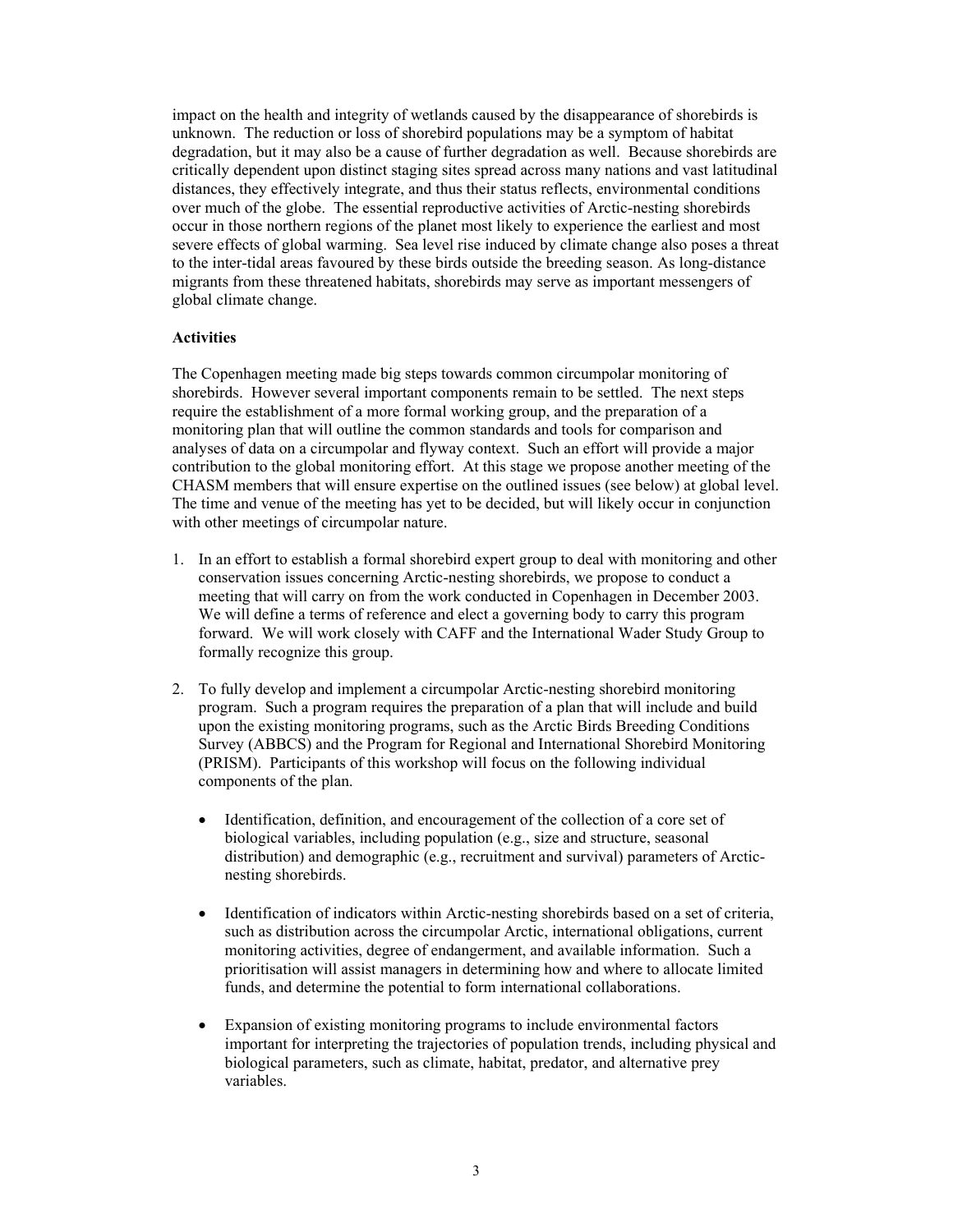impact on the health and integrity of wetlands caused by the disappearance of shorebirds is unknown. The reduction or loss of shorebird populations may be a symptom of habitat degradation, but it may also be a cause of further degradation as well. Because shorebirds are critically dependent upon distinct staging sites spread across many nations and vast latitudinal distances, they effectively integrate, and thus their status reflects, environmental conditions over much of the globe. The essential reproductive activities of Arctic-nesting shorebirds occur in those northern regions of the planet most likely to experience the earliest and most severe effects of global warming. Sea level rise induced by climate change also poses a threat to the inter-tidal areas favoured by these birds outside the breeding season. As long-distance migrants from these threatened habitats, shorebirds may serve as important messengers of global climate change.

**Activities**

The Copenhagen meeting made big steps towards common circumpolar monitoring of shorebirds. However several important components remain to be settled. The next steps require the establishment of a more formal working group, and the preparation of a monitoring plan that will outline the common standards and tools for comparison and analyses of data on a circumpolar and flyway context. Such an effort will provide a major contribution to the global monitoring effort. At this stage we propose another meeting of the CHASM members that will ensure expertise on the outlined issues (see below) at global level. The time and venue of the meeting has yet to be decided, but will likely occur in conjunction with other meetings of circumpolar nature.

1. In an effort to establish a formal shorebird expert group to deal with monitoring and other conservation issues concerning Arctic-nesting shorebirds, we propose to conduct a meeting that will carry on from the work conducted in Copenhagen in December 2003. We will define a terms of reference and elect a governing body to carry this program forward. We will work closely with CAFF and the International Wader Study Group to formally recognize this group.

2. To fully develop and implement a circumpolar Arctic-nesting shorebird monitoring program. Such a program requires the preparation of a plan that will include and build upon the existing monitoring programs, such as the Arctic Birds Breeding Conditions Survey (ABBCS) and the Program for Regional and International Shorebird Monitoring (PRISM). Participants of this workshop will focus on the following individual components of the plan.

   - Identification, definition, and encouragement of the collection of a core set of biological variables, including population (e.g., size and structure, seasonal distribution) and demographic (e.g., recruitment and survival) parameters of Arctic-nesting shorebirds.

   - Identification of indicators within Arctic-nesting shorebirds based on a set of criteria, such as distribution across the circumpolar Arctic, international obligations, current monitoring activities, degree of endangerment, and available information. Such a prioritisation will assist managers in determining how and where to allocate limited funds, and determine the potential to form international collaborations.

   - Expansion of existing monitoring programs to include environmental factors important for interpreting the trajectories of population trends, including physical and biological parameters, such as climate, habitat, predator, and alternative prey variables.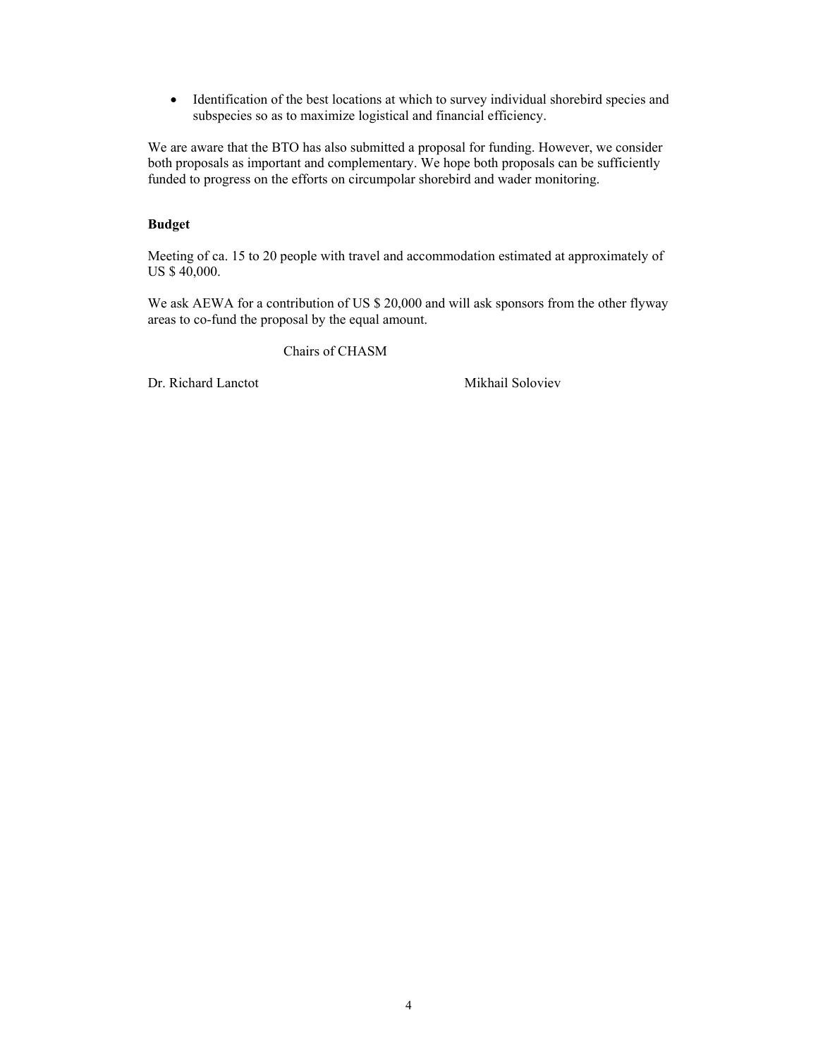- Identification of the best locations at which to survey individual shorebird species and subspecies so as to maximize logistical and financial efficiency.

We are aware that the BTO has also submitted a proposal for funding. However, we consider both proposals as important and complementary. We hope both proposals can be sufficiently funded to progress on the efforts on circumpolar shorebird and wader monitoring.

**Budget**

Meeting of ca. 15 to 20 people with travel and accommodation estimated at approximately of US $ 40,000.

We ask AEWA for a contribution of US $ 20,000 and will ask sponsors from the other flyway areas to co-fund the proposal by the equal amount.

Chairs of CHASM

Dr. Richard Lanctot

Mikhail Soloviev